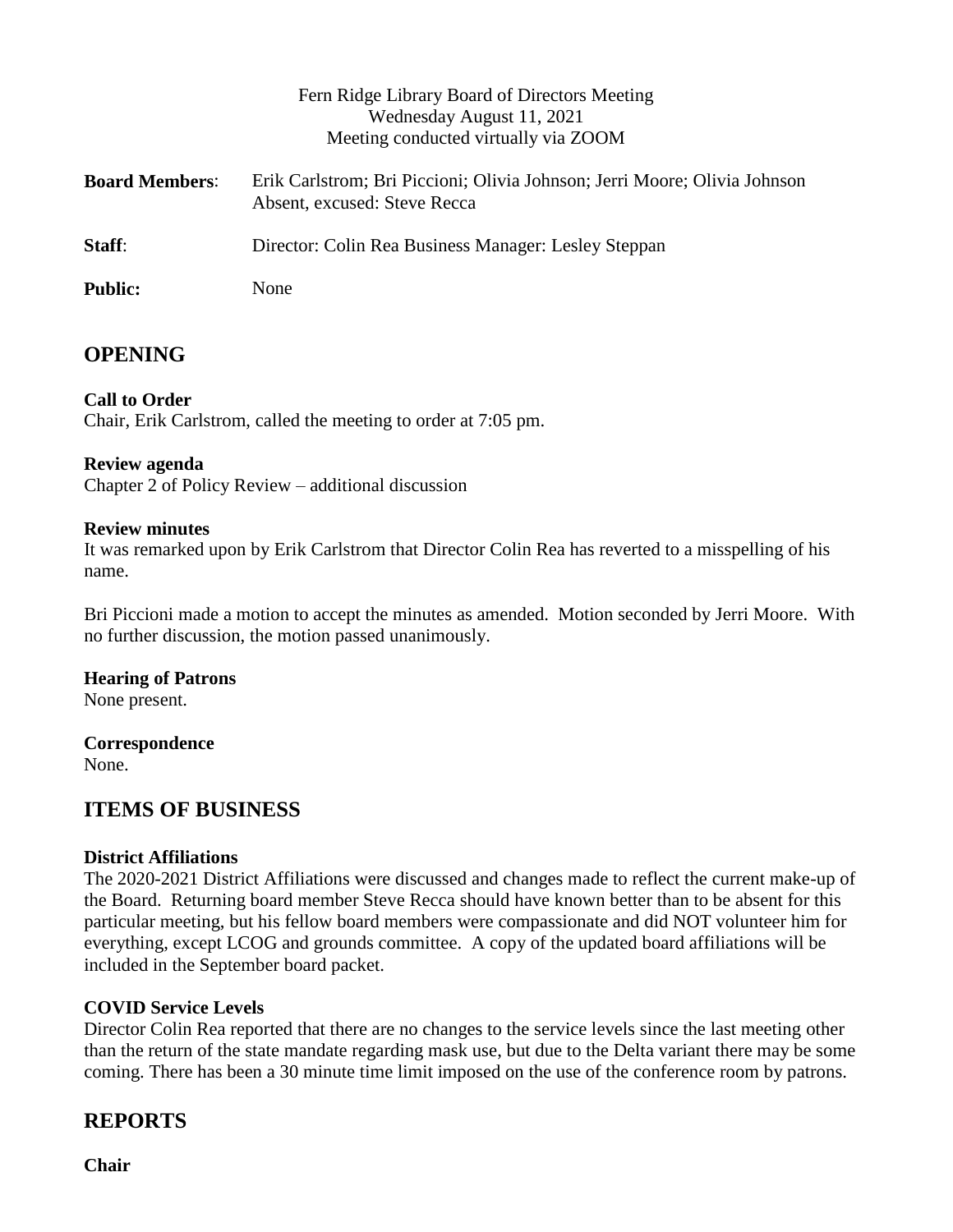Fern Ridge Library Board of Directors Meeting
Wednesday August 11, 2021
Meeting conducted virtually via ZOOM

**Board Members**: Erik Carlstrom; Bri Piccioni; Olivia Johnson; Jerri Moore; Olivia Johnson
Absent, excused: Steve Recca

**Staff**: Director: Colin Rea Business Manager: Lesley Steppan

**Public:** None

## OPENING

**Call to Order**

Chair, Erik Carlstrom, called the meeting to order at 7:05 pm.

**Review agenda**

Chapter 2 of Policy Review – additional discussion

**Review minutes**

It was remarked upon by Erik Carlstrom that Director Colin Rea has reverted to a misspelling of his name.

Bri Piccioni made a motion to accept the minutes as amended. Motion seconded by Jerri Moore. With no further discussion, the motion passed unanimously.

**Hearing of Patrons**

None present.

**Correspondence**

None.

## ITEMS OF BUSINESS

**District Affiliations**

The 2020-2021 District Affiliations were discussed and changes made to reflect the current make-up of the Board. Returning board member Steve Recca should have known better than to be absent for this particular meeting, but his fellow board members were compassionate and did NOT volunteer him for everything, except LCOG and grounds committee. A copy of the updated board affiliations will be included in the September board packet.

**COVID Service Levels**

Director Colin Rea reported that there are no changes to the service levels since the last meeting other than the return of the state mandate regarding mask use, but due to the Delta variant there may be some coming. There has been a 30 minute time limit imposed on the use of the conference room by patrons.

## REPORTS

**Chair**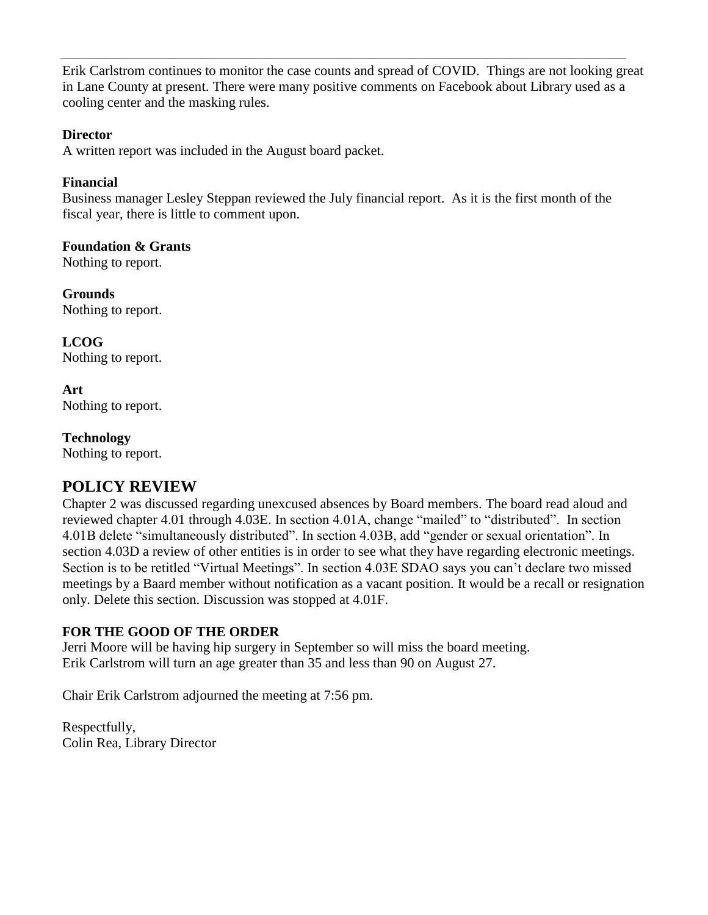Erik Carlstrom continues to monitor the case counts and spread of COVID. Things are not looking great in Lane County at present. There were many positive comments on Facebook about Library used as a cooling center and the masking rules.

**Director**
A written report was included in the August board packet.

**Financial**
Business manager Lesley Steppan reviewed the July financial report. As it is the first month of the fiscal year, there is little to comment upon.

**Foundation & Grants**
Nothing to report.

**Grounds**
Nothing to report.

**LCOG**
Nothing to report.

**Art**
Nothing to report.

**Technology**
Nothing to report.

## POLICY REVIEW

Chapter 2 was discussed regarding unexcused absences by Board members. The board read aloud and reviewed chapter 4.01 through 4.03E. In section 4.01A, change "mailed" to "distributed". In section 4.01B delete "simultaneously distributed". In section 4.03B, add "gender or sexual orientation". In section 4.03D a review of other entities is in order to see what they have regarding electronic meetings. Section is to be retitled "Virtual Meetings". In section 4.03E SDAO says you can't declare two missed meetings by a Baard member without notification as a vacant position. It would be a recall or resignation only. Delete this section. Discussion was stopped at 4.01F.

**FOR THE GOOD OF THE ORDER**
Jerri Moore will be having hip surgery in September so will miss the board meeting.
Erik Carlstrom will turn an age greater than 35 and less than 90 on August 27.

Chair Erik Carlstrom adjourned the meeting at 7:56 pm.

Respectfully,
Colin Rea, Library Director